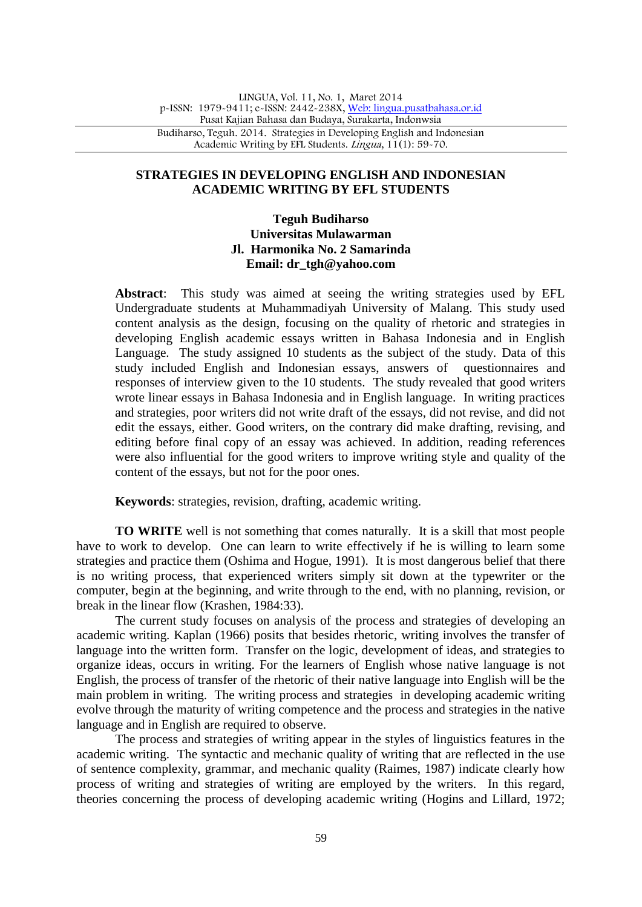# STRATEGIES IN DEVELOPING ENGLISH AND INDONESIAN ACADEMIC WRITING BY EFL STUDENTS

**Teguh Budiharso**
**Universitas Mulawarman**
**Jl. Harmonika No. 2 Samarinda**
**Email: dr_tgh@yahoo.com**

**Abstract**: This study was aimed at seeing the writing strategies used by EFL Undergraduate students at Muhammadiyah University of Malang. This study used content analysis as the design, focusing on the quality of rhetoric and strategies in developing English academic essays written in Bahasa Indonesia and in English Language. The study assigned 10 students as the subject of the study. Data of this study included English and Indonesian essays, answers of questionnaires and responses of interview given to the 10 students. The study revealed that good writers wrote linear essays in Bahasa Indonesia and in English language. In writing practices and strategies, poor writers did not write draft of the essays, did not revise, and did not edit the essays, either. Good writers, on the contrary did make drafting, revising, and editing before final copy of an essay was achieved. In addition, reading references were also influential for the good writers to improve writing style and quality of the content of the essays, but not for the poor ones.

**Keywords**: strategies, revision, drafting, academic writing.

**TO WRITE** well is not something that comes naturally. It is a skill that most people have to work to develop. One can learn to write effectively if he is willing to learn some strategies and practice them (Oshima and Hogue, 1991). It is most dangerous belief that there is no writing process, that experienced writers simply sit down at the typewriter or the computer, begin at the beginning, and write through to the end, with no planning, revision, or break in the linear flow (Krashen, 1984:33).

The current study focuses on analysis of the process and strategies of developing an academic writing. Kaplan (1966) posits that besides rhetoric, writing involves the transfer of language into the written form. Transfer on the logic, development of ideas, and strategies to organize ideas, occurs in writing. For the learners of English whose native language is not English, the process of transfer of the rhetoric of their native language into English will be the main problem in writing. The writing process and strategies in developing academic writing evolve through the maturity of writing competence and the process and strategies in the native language and in English are required to observe.

The process and strategies of writing appear in the styles of linguistics features in the academic writing. The syntactic and mechanic quality of writing that are reflected in the use of sentence complexity, grammar, and mechanic quality (Raimes, 1987) indicate clearly how process of writing and strategies of writing are employed by the writers. In this regard, theories concerning the process of developing academic writing (Hogins and Lillard, 1972;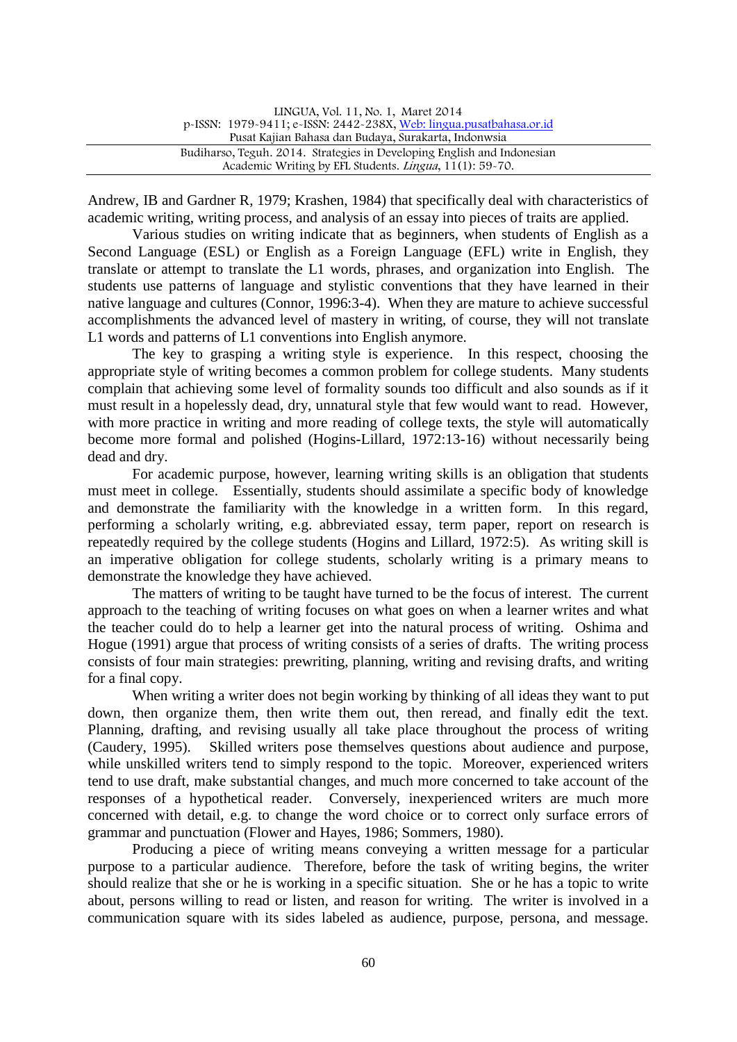Andrew, IB and Gardner R, 1979; Krashen, 1984) that specifically deal with characteristics of academic writing, writing process, and analysis of an essay into pieces of traits are applied.

Various studies on writing indicate that as beginners, when students of English as a Second Language (ESL) or English as a Foreign Language (EFL) write in English, they translate or attempt to translate the L1 words, phrases, and organization into English. The students use patterns of language and stylistic conventions that they have learned in their native language and cultures (Connor, 1996:3-4). When they are mature to achieve successful accomplishments the advanced level of mastery in writing, of course, they will not translate L1 words and patterns of L1 conventions into English anymore.

The key to grasping a writing style is experience. In this respect, choosing the appropriate style of writing becomes a common problem for college students. Many students complain that achieving some level of formality sounds too difficult and also sounds as if it must result in a hopelessly dead, dry, unnatural style that few would want to read. However, with more practice in writing and more reading of college texts, the style will automatically become more formal and polished (Hogins-Lillard, 1972:13-16) without necessarily being dead and dry.

For academic purpose, however, learning writing skills is an obligation that students must meet in college. Essentially, students should assimilate a specific body of knowledge and demonstrate the familiarity with the knowledge in a written form. In this regard, performing a scholarly writing, e.g. abbreviated essay, term paper, report on research is repeatedly required by the college students (Hogins and Lillard, 1972:5). As writing skill is an imperative obligation for college students, scholarly writing is a primary means to demonstrate the knowledge they have achieved.

The matters of writing to be taught have turned to be the focus of interest. The current approach to the teaching of writing focuses on what goes on when a learner writes and what the teacher could do to help a learner get into the natural process of writing. Oshima and Hogue (1991) argue that process of writing consists of a series of drafts. The writing process consists of four main strategies: prewriting, planning, writing and revising drafts, and writing for a final copy.

When writing a writer does not begin working by thinking of all ideas they want to put down, then organize them, then write them out, then reread, and finally edit the text. Planning, drafting, and revising usually all take place throughout the process of writing (Caudery, 1995). Skilled writers pose themselves questions about audience and purpose, while unskilled writers tend to simply respond to the topic. Moreover, experienced writers tend to use draft, make substantial changes, and much more concerned to take account of the responses of a hypothetical reader. Conversely, inexperienced writers are much more concerned with detail, e.g. to change the word choice or to correct only surface errors of grammar and punctuation (Flower and Hayes, 1986; Sommers, 1980).

Producing a piece of writing means conveying a written message for a particular purpose to a particular audience. Therefore, before the task of writing begins, the writer should realize that she or he is working in a specific situation. She or he has a topic to write about, persons willing to read or listen, and reason for writing. The writer is involved in a communication square with its sides labeled as audience, purpose, persona, and message.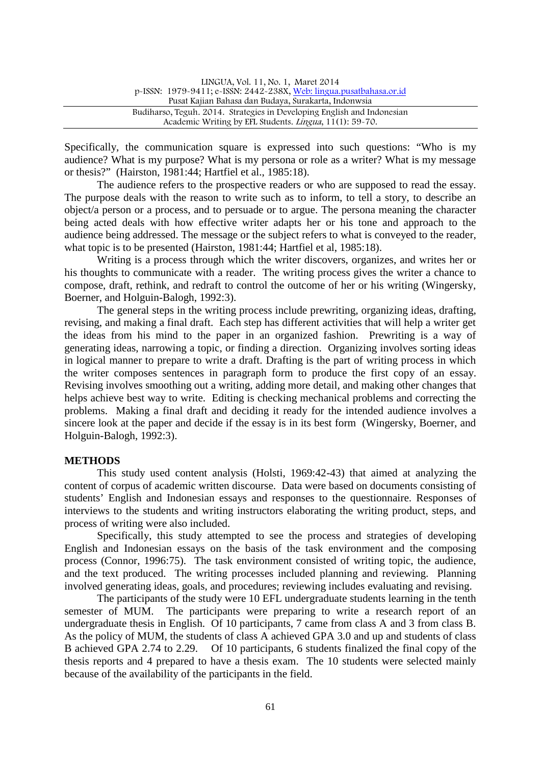Specifically, the communication square is expressed into such questions: "Who is my audience? What is my purpose? What is my persona or role as a writer? What is my message or thesis?" (Hairston, 1981:44; Hartfiel et al., 1985:18).

The audience refers to the prospective readers or who are supposed to read the essay. The purpose deals with the reason to write such as to inform, to tell a story, to describe an object/a person or a process, and to persuade or to argue. The persona meaning the character being acted deals with how effective writer adapts her or his tone and approach to the audience being addressed. The message or the subject refers to what is conveyed to the reader, what topic is to be presented (Hairston, 1981:44; Hartfiel et al, 1985:18).

Writing is a process through which the writer discovers, organizes, and writes her or his thoughts to communicate with a reader. The writing process gives the writer a chance to compose, draft, rethink, and redraft to control the outcome of her or his writing (Wingersky, Boerner, and Holguin-Balogh, 1992:3).

The general steps in the writing process include prewriting, organizing ideas, drafting, revising, and making a final draft. Each step has different activities that will help a writer get the ideas from his mind to the paper in an organized fashion. Prewriting is a way of generating ideas, narrowing a topic, or finding a direction. Organizing involves sorting ideas in logical manner to prepare to write a draft. Drafting is the part of writing process in which the writer composes sentences in paragraph form to produce the first copy of an essay. Revising involves smoothing out a writing, adding more detail, and making other changes that helps achieve best way to write. Editing is checking mechanical problems and correcting the problems. Making a final draft and deciding it ready for the intended audience involves a sincere look at the paper and decide if the essay is in its best form (Wingersky, Boerner, and Holguin-Balogh, 1992:3).

## METHODS

This study used content analysis (Holsti, 1969:42-43) that aimed at analyzing the content of corpus of academic written discourse. Data were based on documents consisting of students' English and Indonesian essays and responses to the questionnaire. Responses of interviews to the students and writing instructors elaborating the writing product, steps, and process of writing were also included.

Specifically, this study attempted to see the process and strategies of developing English and Indonesian essays on the basis of the task environment and the composing process (Connor, 1996:75). The task environment consisted of writing topic, the audience, and the text produced. The writing processes included planning and reviewing. Planning involved generating ideas, goals, and procedures; reviewing includes evaluating and revising.

The participants of the study were 10 EFL undergraduate students learning in the tenth semester of MUM. The participants were preparing to write a research report of an undergraduate thesis in English. Of 10 participants, 7 came from class A and 3 from class B. As the policy of MUM, the students of class A achieved GPA 3.0 and up and students of class B achieved GPA 2.74 to 2.29. Of 10 participants, 6 students finalized the final copy of the thesis reports and 4 prepared to have a thesis exam. The 10 students were selected mainly because of the availability of the participants in the field.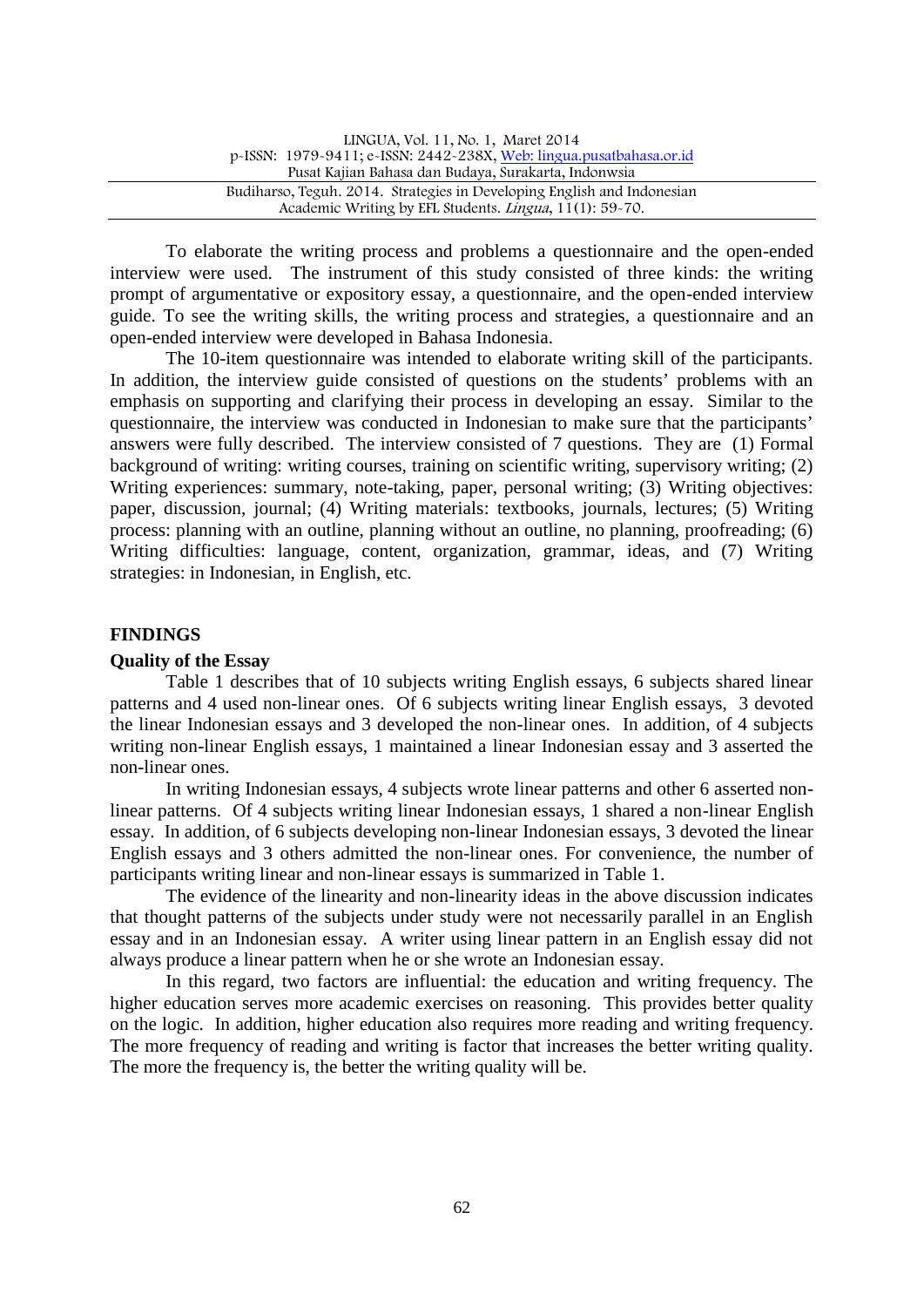To elaborate the writing process and problems a questionnaire and the open-ended interview were used. The instrument of this study consisted of three kinds: the writing prompt of argumentative or expository essay, a questionnaire, and the open-ended interview guide. To see the writing skills, the writing process and strategies, a questionnaire and an open-ended interview were developed in Bahasa Indonesia.

The 10-item questionnaire was intended to elaborate writing skill of the participants. In addition, the interview guide consisted of questions on the students' problems with an emphasis on supporting and clarifying their process in developing an essay. Similar to the questionnaire, the interview was conducted in Indonesian to make sure that the participants' answers were fully described. The interview consisted of 7 questions. They are (1) Formal background of writing: writing courses, training on scientific writing, supervisory writing; (2) Writing experiences: summary, note-taking, paper, personal writing; (3) Writing objectives: paper, discussion, journal; (4) Writing materials: textbooks, journals, lectures; (5) Writing process: planning with an outline, planning without an outline, no planning, proofreading; (6) Writing difficulties: language, content, organization, grammar, ideas, and (7) Writing strategies: in Indonesian, in English, etc.

## FINDINGS

### Quality of the Essay

Table 1 describes that of 10 subjects writing English essays, 6 subjects shared linear patterns and 4 used non-linear ones. Of 6 subjects writing linear English essays, 3 devoted the linear Indonesian essays and 3 developed the non-linear ones. In addition, of 4 subjects writing non-linear English essays, 1 maintained a linear Indonesian essay and 3 asserted the non-linear ones.

In writing Indonesian essays, 4 subjects wrote linear patterns and other 6 asserted non-linear patterns. Of 4 subjects writing linear Indonesian essays, 1 shared a non-linear English essay. In addition, of 6 subjects developing non-linear Indonesian essays, 3 devoted the linear English essays and 3 others admitted the non-linear ones. For convenience, the number of participants writing linear and non-linear essays is summarized in Table 1.

The evidence of the linearity and non-linearity ideas in the above discussion indicates that thought patterns of the subjects under study were not necessarily parallel in an English essay and in an Indonesian essay. A writer using linear pattern in an English essay did not always produce a linear pattern when he or she wrote an Indonesian essay.

In this regard, two factors are influential: the education and writing frequency. The higher education serves more academic exercises on reasoning. This provides better quality on the logic. In addition, higher education also requires more reading and writing frequency. The more frequency of reading and writing is factor that increases the better writing quality. The more the frequency is, the better the writing quality will be.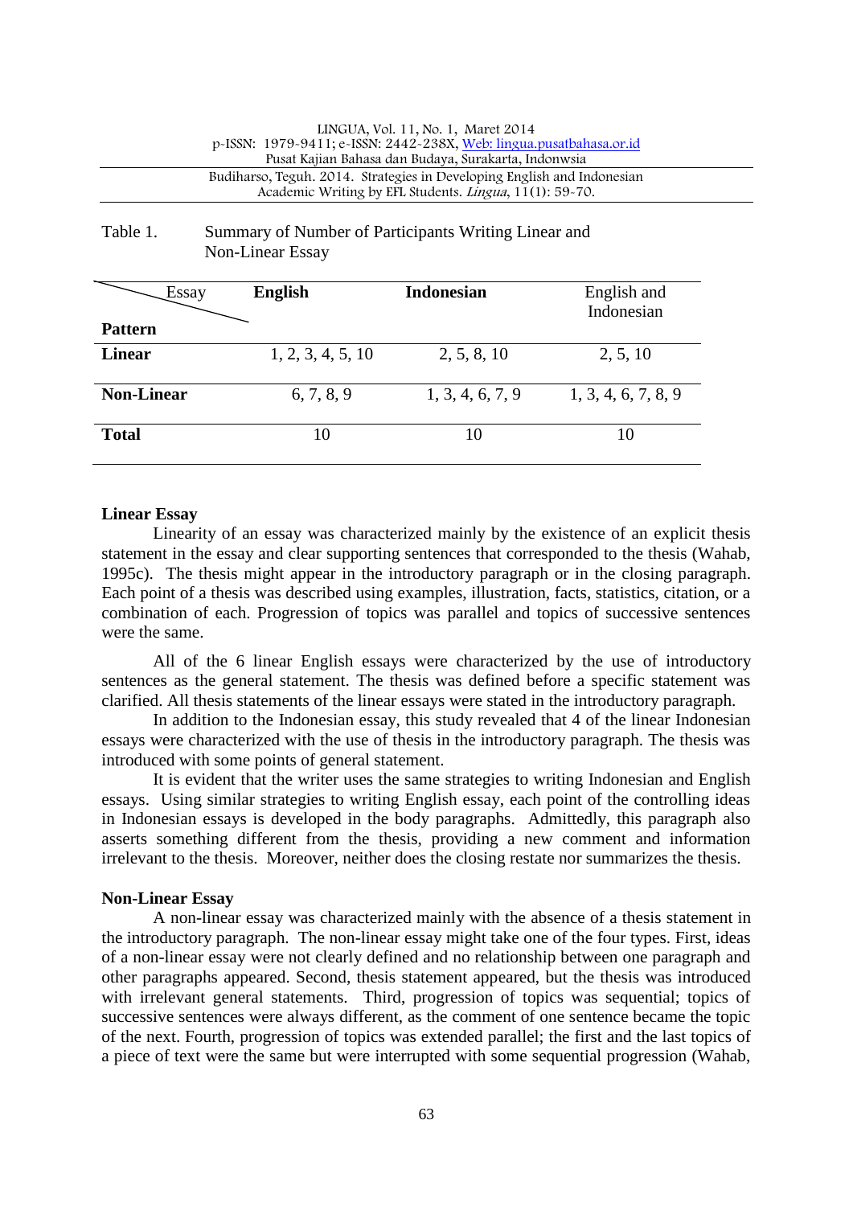Table 1. Summary of Number of Participants Writing Linear and Non-Linear Essay

| Essay / Pattern | English | Indonesian | English and Indonesian |
|---|---|---|---|
| **Linear** | 1, 2, 3, 4, 5, 10 | 2, 5, 8, 10 | 2, 5, 10 |
| **Non-Linear** | 6, 7, 8, 9 | 1, 3, 4, 6, 7, 9 | 1, 3, 4, 6, 7, 8, 9 |
| **Total** | 10 | 10 | 10 |

**Linear Essay**

Linearity of an essay was characterized mainly by the existence of an explicit thesis statement in the essay and clear supporting sentences that corresponded to the thesis (Wahab, 1995c). The thesis might appear in the introductory paragraph or in the closing paragraph. Each point of a thesis was described using examples, illustration, facts, statistics, citation, or a combination of each. Progression of topics was parallel and topics of successive sentences were the same.

All of the 6 linear English essays were characterized by the use of introductory sentences as the general statement. The thesis was defined before a specific statement was clarified. All thesis statements of the linear essays were stated in the introductory paragraph.

In addition to the Indonesian essay, this study revealed that 4 of the linear Indonesian essays were characterized with the use of thesis in the introductory paragraph. The thesis was introduced with some points of general statement.

It is evident that the writer uses the same strategies to writing Indonesian and English essays. Using similar strategies to writing English essay, each point of the controlling ideas in Indonesian essays is developed in the body paragraphs. Admittedly, this paragraph also asserts something different from the thesis, providing a new comment and information irrelevant to the thesis. Moreover, neither does the closing restate nor summarizes the thesis.

**Non-Linear Essay**

A non-linear essay was characterized mainly with the absence of a thesis statement in the introductory paragraph. The non-linear essay might take one of the four types. First, ideas of a non-linear essay were not clearly defined and no relationship between one paragraph and other paragraphs appeared. Second, thesis statement appeared, but the thesis was introduced with irrelevant general statements. Third, progression of topics was sequential; topics of successive sentences were always different, as the comment of one sentence became the topic of the next. Fourth, progression of topics was extended parallel; the first and the last topics of a piece of text were the same but were interrupted with some sequential progression (Wahab,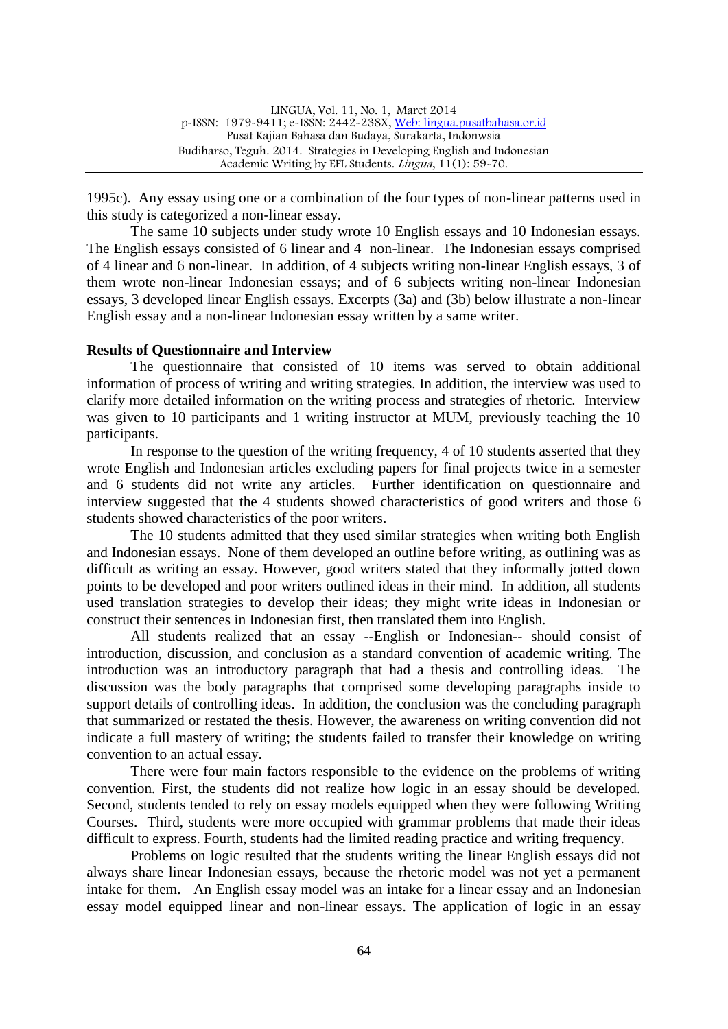1995c). Any essay using one or a combination of the four types of non-linear patterns used in this study is categorized a non-linear essay.

The same 10 subjects under study wrote 10 English essays and 10 Indonesian essays. The English essays consisted of 6 linear and 4 non-linear. The Indonesian essays comprised of 4 linear and 6 non-linear. In addition, of 4 subjects writing non-linear English essays, 3 of them wrote non-linear Indonesian essays; and of 6 subjects writing non-linear Indonesian essays, 3 developed linear English essays. Excerpts (3a) and (3b) below illustrate a non-linear English essay and a non-linear Indonesian essay written by a same writer.

**Results of Questionnaire and Interview**

The questionnaire that consisted of 10 items was served to obtain additional information of process of writing and writing strategies. In addition, the interview was used to clarify more detailed information on the writing process and strategies of rhetoric. Interview was given to 10 participants and 1 writing instructor at MUM, previously teaching the 10 participants.

In response to the question of the writing frequency, 4 of 10 students asserted that they wrote English and Indonesian articles excluding papers for final projects twice in a semester and 6 students did not write any articles. Further identification on questionnaire and interview suggested that the 4 students showed characteristics of good writers and those 6 students showed characteristics of the poor writers.

The 10 students admitted that they used similar strategies when writing both English and Indonesian essays. None of them developed an outline before writing, as outlining was as difficult as writing an essay. However, good writers stated that they informally jotted down points to be developed and poor writers outlined ideas in their mind. In addition, all students used translation strategies to develop their ideas; they might write ideas in Indonesian or construct their sentences in Indonesian first, then translated them into English.

All students realized that an essay --English or Indonesian-- should consist of introduction, discussion, and conclusion as a standard convention of academic writing. The introduction was an introductory paragraph that had a thesis and controlling ideas. The discussion was the body paragraphs that comprised some developing paragraphs inside to support details of controlling ideas. In addition, the conclusion was the concluding paragraph that summarized or restated the thesis. However, the awareness on writing convention did not indicate a full mastery of writing; the students failed to transfer their knowledge on writing convention to an actual essay.

There were four main factors responsible to the evidence on the problems of writing convention. First, the students did not realize how logic in an essay should be developed. Second, students tended to rely on essay models equipped when they were following Writing Courses. Third, students were more occupied with grammar problems that made their ideas difficult to express. Fourth, students had the limited reading practice and writing frequency.

Problems on logic resulted that the students writing the linear English essays did not always share linear Indonesian essays, because the rhetoric model was not yet a permanent intake for them. An English essay model was an intake for a linear essay and an Indonesian essay model equipped linear and non-linear essays. The application of logic in an essay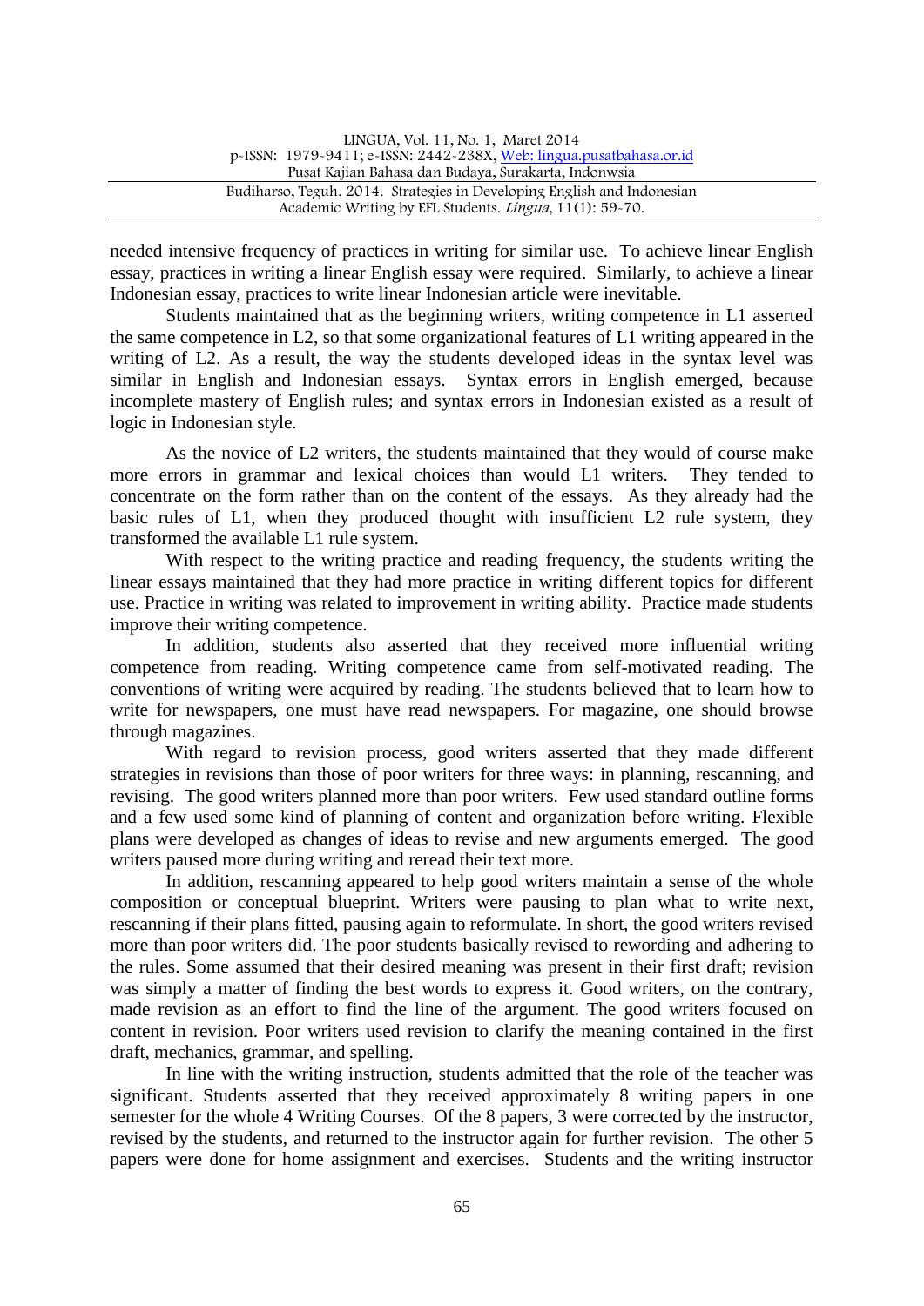needed intensive frequency of practices in writing for similar use. To achieve linear English essay, practices in writing a linear English essay were required. Similarly, to achieve a linear Indonesian essay, practices to write linear Indonesian article were inevitable.

Students maintained that as the beginning writers, writing competence in L1 asserted the same competence in L2, so that some organizational features of L1 writing appeared in the writing of L2. As a result, the way the students developed ideas in the syntax level was similar in English and Indonesian essays. Syntax errors in English emerged, because incomplete mastery of English rules; and syntax errors in Indonesian existed as a result of logic in Indonesian style.

As the novice of L2 writers, the students maintained that they would of course make more errors in grammar and lexical choices than would L1 writers. They tended to concentrate on the form rather than on the content of the essays. As they already had the basic rules of L1, when they produced thought with insufficient L2 rule system, they transformed the available L1 rule system.

With respect to the writing practice and reading frequency, the students writing the linear essays maintained that they had more practice in writing different topics for different use. Practice in writing was related to improvement in writing ability. Practice made students improve their writing competence.

In addition, students also asserted that they received more influential writing competence from reading. Writing competence came from self-motivated reading. The conventions of writing were acquired by reading. The students believed that to learn how to write for newspapers, one must have read newspapers. For magazine, one should browse through magazines.

With regard to revision process, good writers asserted that they made different strategies in revisions than those of poor writers for three ways: in planning, rescanning, and revising. The good writers planned more than poor writers. Few used standard outline forms and a few used some kind of planning of content and organization before writing. Flexible plans were developed as changes of ideas to revise and new arguments emerged. The good writers paused more during writing and reread their text more.

In addition, rescanning appeared to help good writers maintain a sense of the whole composition or conceptual blueprint. Writers were pausing to plan what to write next, rescanning if their plans fitted, pausing again to reformulate. In short, the good writers revised more than poor writers did. The poor students basically revised to rewording and adhering to the rules. Some assumed that their desired meaning was present in their first draft; revision was simply a matter of finding the best words to express it. Good writers, on the contrary, made revision as an effort to find the line of the argument. The good writers focused on content in revision. Poor writers used revision to clarify the meaning contained in the first draft, mechanics, grammar, and spelling.

In line with the writing instruction, students admitted that the role of the teacher was significant. Students asserted that they received approximately 8 writing papers in one semester for the whole 4 Writing Courses. Of the 8 papers, 3 were corrected by the instructor, revised by the students, and returned to the instructor again for further revision. The other 5 papers were done for home assignment and exercises. Students and the writing instructor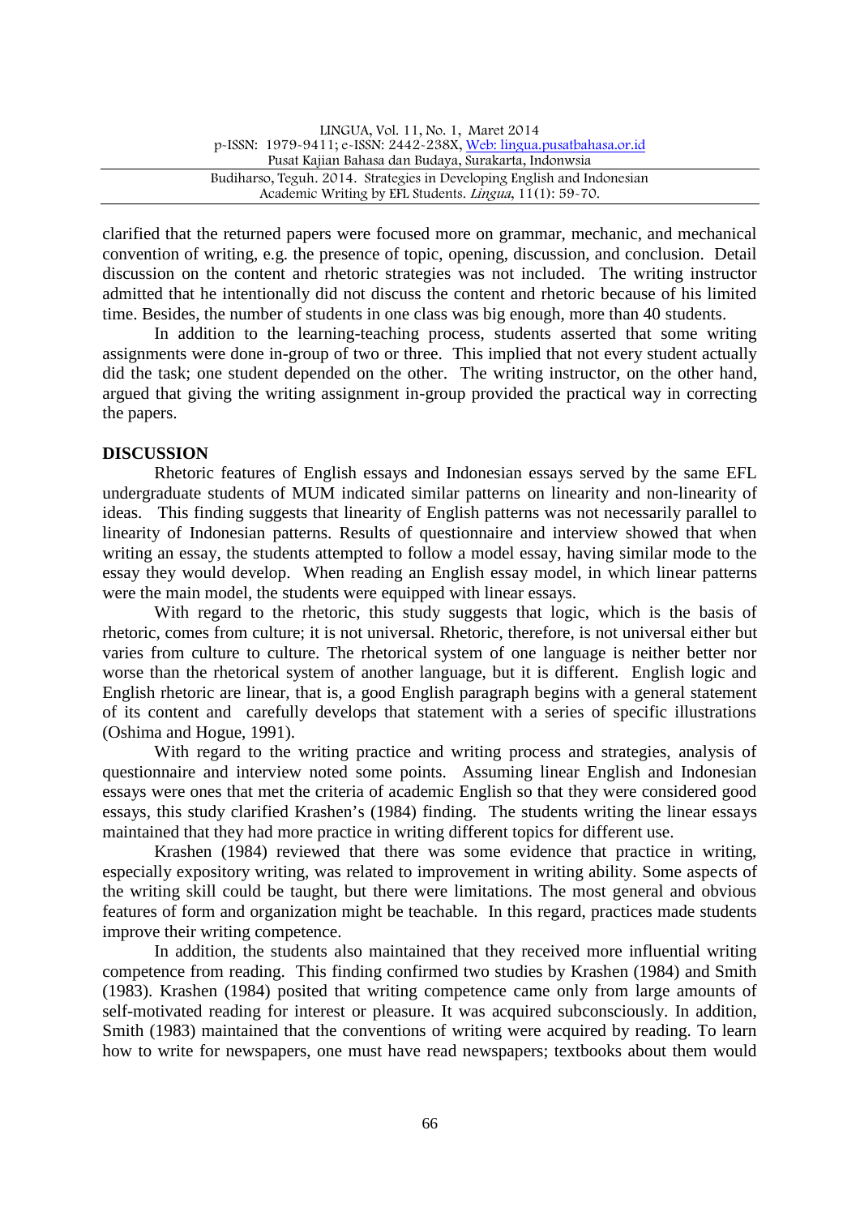clarified that the returned papers were focused more on grammar, mechanic, and mechanical convention of writing, e.g. the presence of topic, opening, discussion, and conclusion. Detail discussion on the content and rhetoric strategies was not included. The writing instructor admitted that he intentionally did not discuss the content and rhetoric because of his limited time. Besides, the number of students in one class was big enough, more than 40 students.

In addition to the learning-teaching process, students asserted that some writing assignments were done in-group of two or three. This implied that not every student actually did the task; one student depended on the other. The writing instructor, on the other hand, argued that giving the writing assignment in-group provided the practical way in correcting the papers.

## DISCUSSION

Rhetoric features of English essays and Indonesian essays served by the same EFL undergraduate students of MUM indicated similar patterns on linearity and non-linearity of ideas. This finding suggests that linearity of English patterns was not necessarily parallel to linearity of Indonesian patterns. Results of questionnaire and interview showed that when writing an essay, the students attempted to follow a model essay, having similar mode to the essay they would develop. When reading an English essay model, in which linear patterns were the main model, the students were equipped with linear essays.

With regard to the rhetoric, this study suggests that logic, which is the basis of rhetoric, comes from culture; it is not universal. Rhetoric, therefore, is not universal either but varies from culture to culture. The rhetorical system of one language is neither better nor worse than the rhetorical system of another language, but it is different. English logic and English rhetoric are linear, that is, a good English paragraph begins with a general statement of its content and carefully develops that statement with a series of specific illustrations (Oshima and Hogue, 1991).

With regard to the writing practice and writing process and strategies, analysis of questionnaire and interview noted some points. Assuming linear English and Indonesian essays were ones that met the criteria of academic English so that they were considered good essays, this study clarified Krashen's (1984) finding. The students writing the linear essays maintained that they had more practice in writing different topics for different use.

Krashen (1984) reviewed that there was some evidence that practice in writing, especially expository writing, was related to improvement in writing ability. Some aspects of the writing skill could be taught, but there were limitations. The most general and obvious features of form and organization might be teachable. In this regard, practices made students improve their writing competence.

In addition, the students also maintained that they received more influential writing competence from reading. This finding confirmed two studies by Krashen (1984) and Smith (1983). Krashen (1984) posited that writing competence came only from large amounts of self-motivated reading for interest or pleasure. It was acquired subconsciously. In addition, Smith (1983) maintained that the conventions of writing were acquired by reading. To learn how to write for newspapers, one must have read newspapers; textbooks about them would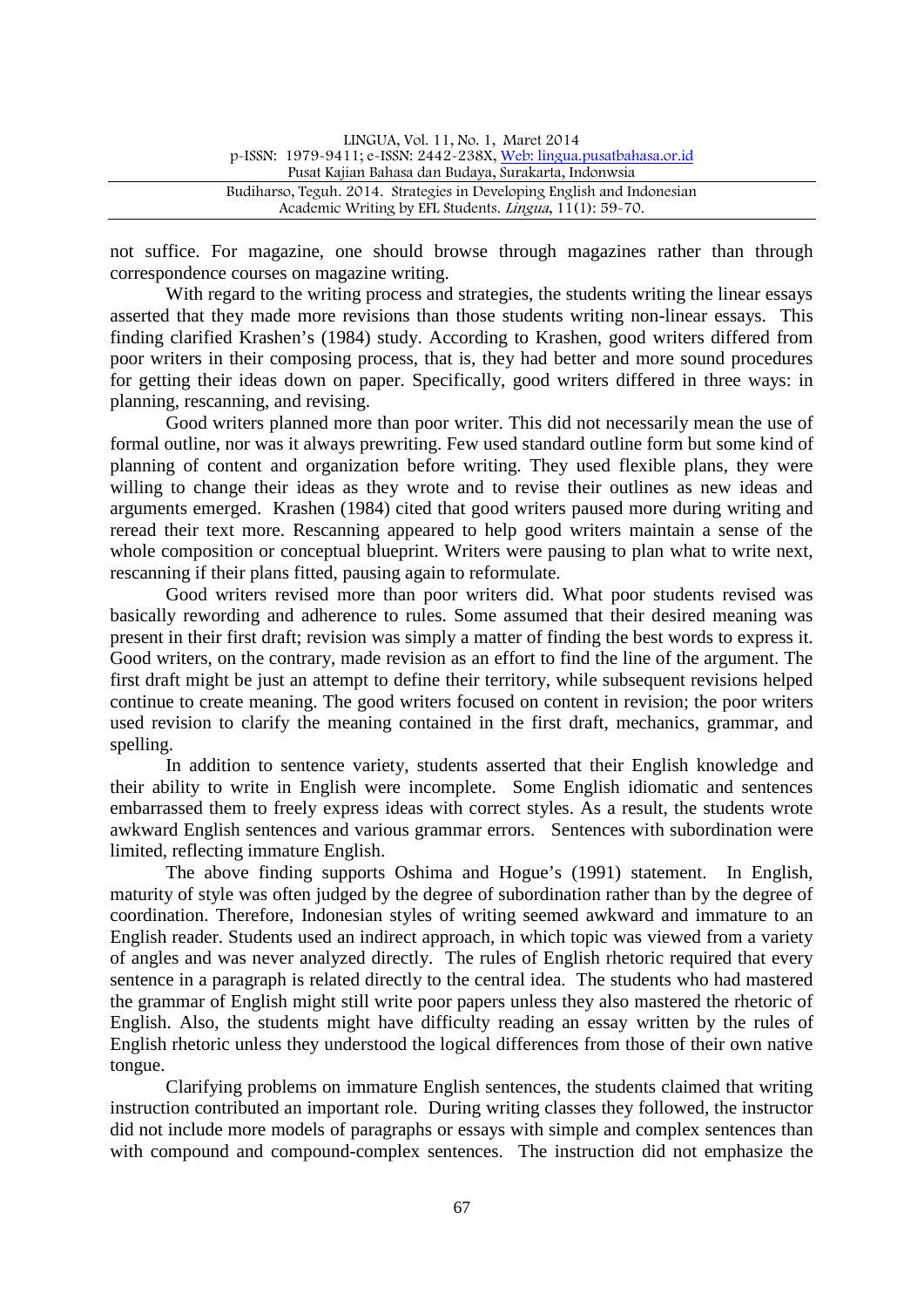not suffice. For magazine, one should browse through magazines rather than through correspondence courses on magazine writing.

With regard to the writing process and strategies, the students writing the linear essays asserted that they made more revisions than those students writing non-linear essays. This finding clarified Krashen's (1984) study. According to Krashen, good writers differed from poor writers in their composing process, that is, they had better and more sound procedures for getting their ideas down on paper. Specifically, good writers differed in three ways: in planning, rescanning, and revising.

Good writers planned more than poor writer. This did not necessarily mean the use of formal outline, nor was it always prewriting. Few used standard outline form but some kind of planning of content and organization before writing. They used flexible plans, they were willing to change their ideas as they wrote and to revise their outlines as new ideas and arguments emerged. Krashen (1984) cited that good writers paused more during writing and reread their text more. Rescanning appeared to help good writers maintain a sense of the whole composition or conceptual blueprint. Writers were pausing to plan what to write next, rescanning if their plans fitted, pausing again to reformulate.

Good writers revised more than poor writers did. What poor students revised was basically rewording and adherence to rules. Some assumed that their desired meaning was present in their first draft; revision was simply a matter of finding the best words to express it. Good writers, on the contrary, made revision as an effort to find the line of the argument. The first draft might be just an attempt to define their territory, while subsequent revisions helped continue to create meaning. The good writers focused on content in revision; the poor writers used revision to clarify the meaning contained in the first draft, mechanics, grammar, and spelling.

In addition to sentence variety, students asserted that their English knowledge and their ability to write in English were incomplete. Some English idiomatic and sentences embarrassed them to freely express ideas with correct styles. As a result, the students wrote awkward English sentences and various grammar errors. Sentences with subordination were limited, reflecting immature English.

The above finding supports Oshima and Hogue's (1991) statement. In English, maturity of style was often judged by the degree of subordination rather than by the degree of coordination. Therefore, Indonesian styles of writing seemed awkward and immature to an English reader. Students used an indirect approach, in which topic was viewed from a variety of angles and was never analyzed directly. The rules of English rhetoric required that every sentence in a paragraph is related directly to the central idea. The students who had mastered the grammar of English might still write poor papers unless they also mastered the rhetoric of English. Also, the students might have difficulty reading an essay written by the rules of English rhetoric unless they understood the logical differences from those of their own native tongue.

Clarifying problems on immature English sentences, the students claimed that writing instruction contributed an important role. During writing classes they followed, the instructor did not include more models of paragraphs or essays with simple and complex sentences than with compound and compound-complex sentences. The instruction did not emphasize the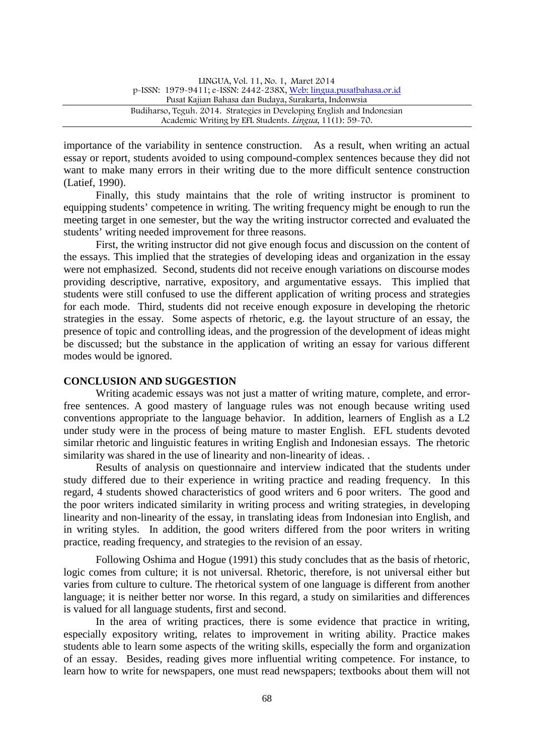importance of the variability in sentence construction. As a result, when writing an actual essay or report, students avoided to using compound-complex sentences because they did not want to make many errors in their writing due to the more difficult sentence construction (Latief, 1990).

Finally, this study maintains that the role of writing instructor is prominent to equipping students' competence in writing. The writing frequency might be enough to run the meeting target in one semester, but the way the writing instructor corrected and evaluated the students' writing needed improvement for three reasons.

First, the writing instructor did not give enough focus and discussion on the content of the essays. This implied that the strategies of developing ideas and organization in the essay were not emphasized. Second, students did not receive enough variations on discourse modes providing descriptive, narrative, expository, and argumentative essays. This implied that students were still confused to use the different application of writing process and strategies for each mode. Third, students did not receive enough exposure in developing the rhetoric strategies in the essay. Some aspects of rhetoric, e.g. the layout structure of an essay, the presence of topic and controlling ideas, and the progression of the development of ideas might be discussed; but the substance in the application of writing an essay for various different modes would be ignored.

## CONCLUSION AND SUGGESTION

Writing academic essays was not just a matter of writing mature, complete, and error-free sentences. A good mastery of language rules was not enough because writing used conventions appropriate to the language behavior. In addition, learners of English as a L2 under study were in the process of being mature to master English. EFL students devoted similar rhetoric and linguistic features in writing English and Indonesian essays. The rhetoric similarity was shared in the use of linearity and non-linearity of ideas. .

Results of analysis on questionnaire and interview indicated that the students under study differed due to their experience in writing practice and reading frequency. In this regard, 4 students showed characteristics of good writers and 6 poor writers. The good and the poor writers indicated similarity in writing process and writing strategies, in developing linearity and non-linearity of the essay, in translating ideas from Indonesian into English, and in writing styles. In addition, the good writers differed from the poor writers in writing practice, reading frequency, and strategies to the revision of an essay.

Following Oshima and Hogue (1991) this study concludes that as the basis of rhetoric, logic comes from culture; it is not universal. Rhetoric, therefore, is not universal either but varies from culture to culture. The rhetorical system of one language is different from another language; it is neither better nor worse. In this regard, a study on similarities and differences is valued for all language students, first and second.

In the area of writing practices, there is some evidence that practice in writing, especially expository writing, relates to improvement in writing ability. Practice makes students able to learn some aspects of the writing skills, especially the form and organization of an essay. Besides, reading gives more influential writing competence. For instance, to learn how to write for newspapers, one must read newspapers; textbooks about them will not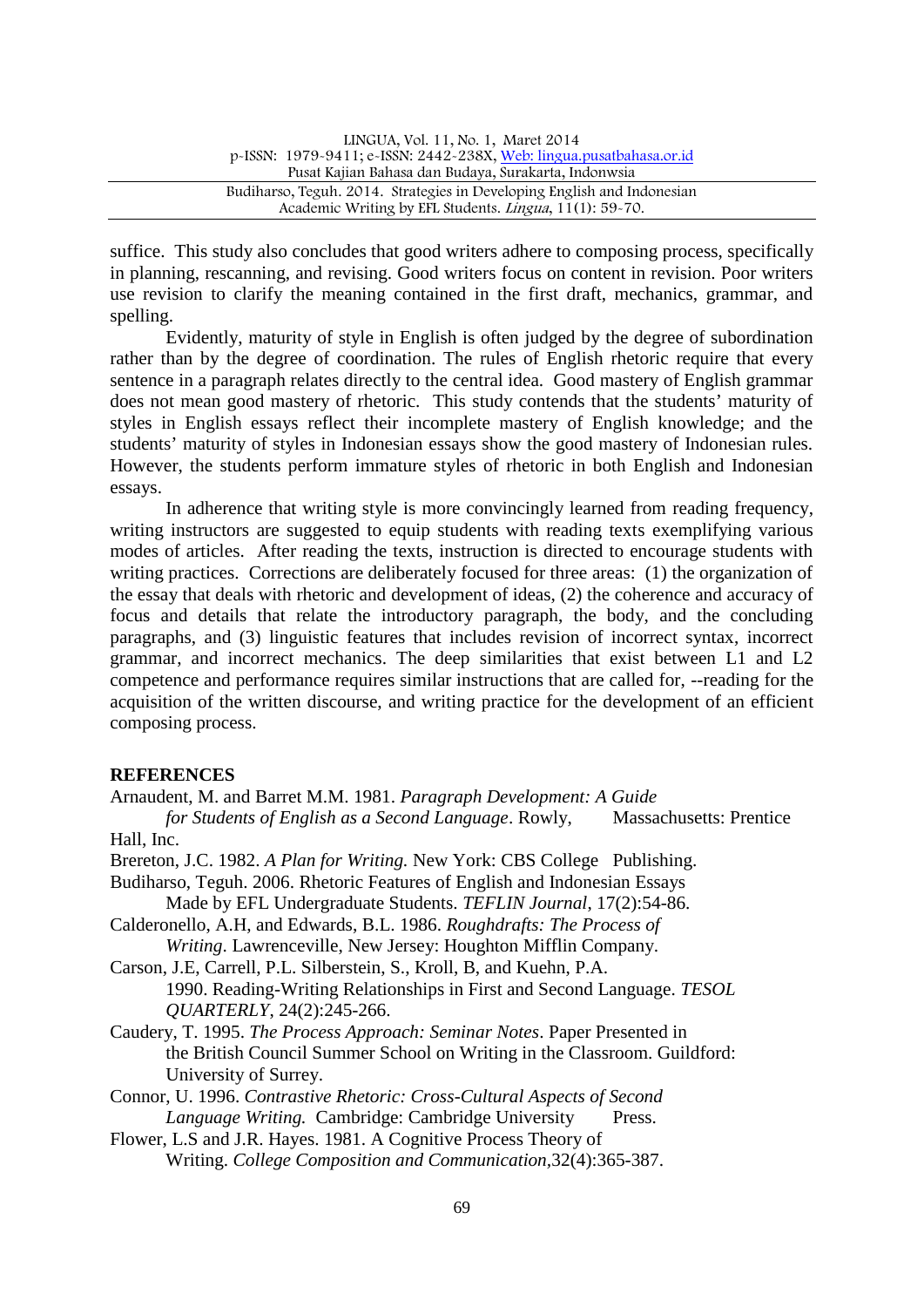suffice. This study also concludes that good writers adhere to composing process, specifically in planning, rescanning, and revising. Good writers focus on content in revision. Poor writers use revision to clarify the meaning contained in the first draft, mechanics, grammar, and spelling.

Evidently, maturity of style in English is often judged by the degree of subordination rather than by the degree of coordination. The rules of English rhetoric require that every sentence in a paragraph relates directly to the central idea. Good mastery of English grammar does not mean good mastery of rhetoric. This study contends that the students' maturity of styles in English essays reflect their incomplete mastery of English knowledge; and the students' maturity of styles in Indonesian essays show the good mastery of Indonesian rules. However, the students perform immature styles of rhetoric in both English and Indonesian essays.

In adherence that writing style is more convincingly learned from reading frequency, writing instructors are suggested to equip students with reading texts exemplifying various modes of articles. After reading the texts, instruction is directed to encourage students with writing practices. Corrections are deliberately focused for three areas: (1) the organization of the essay that deals with rhetoric and development of ideas, (2) the coherence and accuracy of focus and details that relate the introductory paragraph, the body, and the concluding paragraphs, and (3) linguistic features that includes revision of incorrect syntax, incorrect grammar, and incorrect mechanics. The deep similarities that exist between L1 and L2 competence and performance requires similar instructions that are called for, --reading for the acquisition of the written discourse, and writing practice for the development of an efficient composing process.

## REFERENCES

Arnaudent, M. and Barret M.M. 1981. *Paragraph Development: A Guide for Students of English as a Second Language*. Rowly, Massachusetts: Prentice Hall, Inc.

Brereton, J.C. 1982. *A Plan for Writing.* New York: CBS College Publishing.

Budiharso, Teguh. 2006. Rhetoric Features of English and Indonesian Essays Made by EFL Undergraduate Students. *TEFLIN Journal*, 17(2):54-86.

Calderonello, A.H, and Edwards, B.L. 1986. *Roughdrafts: The Process of Writing*. Lawrenceville, New Jersey: Houghton Mifflin Company.

Carson, J.E, Carrell, P.L. Silberstein, S., Kroll, B, and Kuehn, P.A. 1990. Reading-Writing Relationships in First and Second Language. *TESOL QUARTERLY*, 24(2):245-266.

Caudery, T. 1995. *The Process Approach: Seminar Notes*. Paper Presented in the British Council Summer School on Writing in the Classroom. Guildford: University of Surrey.

Connor, U. 1996. *Contrastive Rhetoric: Cross-Cultural Aspects of Second Language Writing.* Cambridge: Cambridge University Press.

Flower, L.S and J.R. Hayes. 1981. A Cognitive Process Theory of Writing. *College Composition and Communication*,32(4):365-387.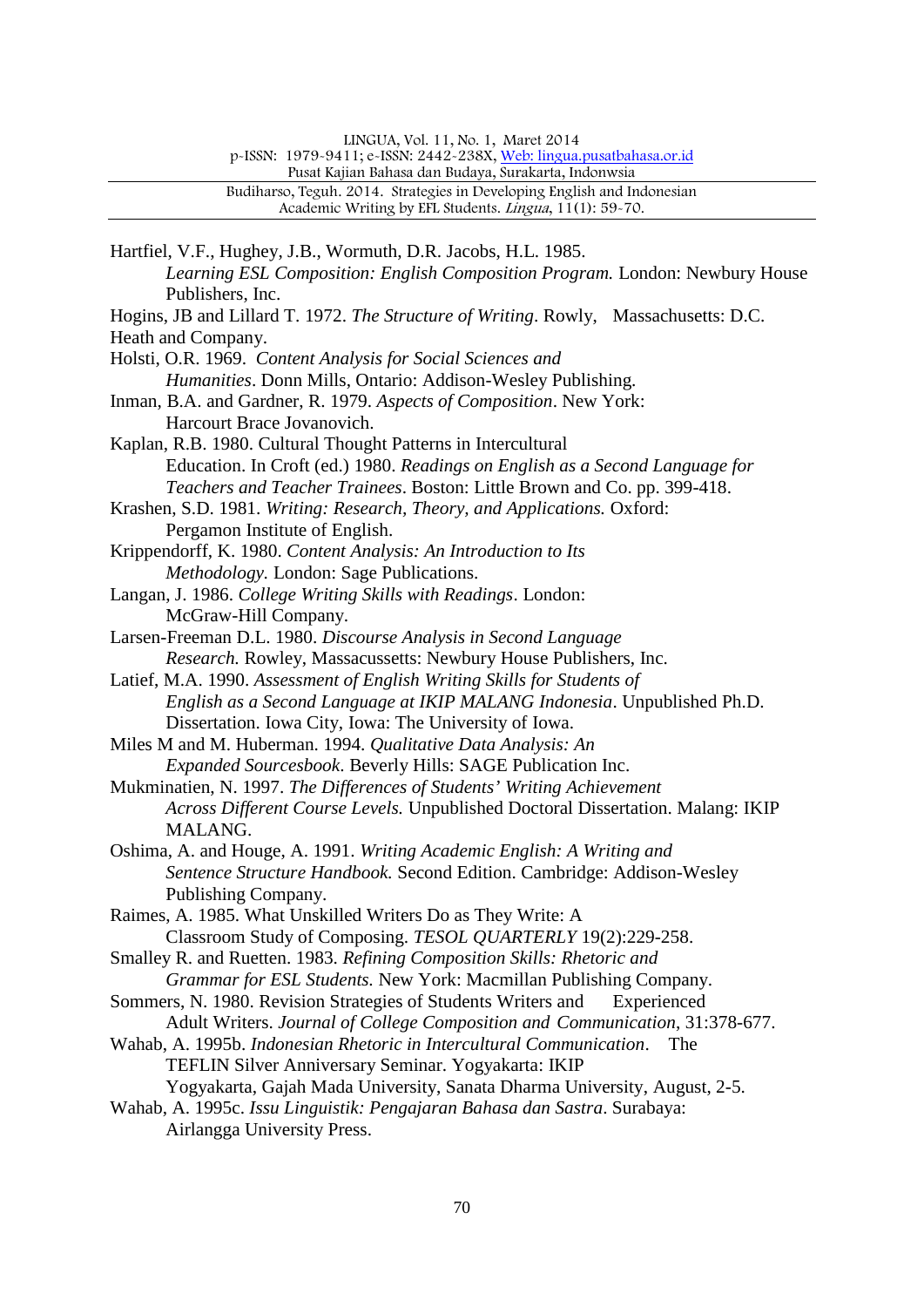Hartfiel, V.F., Hughey, J.B., Wormuth, D.R. Jacobs, H.L. 1985. *Learning ESL Composition: English Composition Program.* London: Newbury House Publishers, Inc.

Hogins, JB and Lillard T. 1972. *The Structure of Writing*. Rowly, Massachusetts: D.C. Heath and Company.

Holsti, O.R. 1969. *Content Analysis for Social Sciences and Humanities*. Donn Mills, Ontario: Addison-Wesley Publishing.

Inman, B.A. and Gardner, R. 1979. *Aspects of Composition*. New York: Harcourt Brace Jovanovich.

Kaplan, R.B. 1980. Cultural Thought Patterns in Intercultural Education. In Croft (ed.) 1980. *Readings on English as a Second Language for Teachers and Teacher Trainees*. Boston: Little Brown and Co. pp. 399-418.

Krashen, S.D. 1981. *Writing: Research, Theory, and Applications.* Oxford: Pergamon Institute of English.

Krippendorff, K. 1980. *Content Analysis: An Introduction to Its Methodology.* London: Sage Publications.

Langan, J. 1986. *College Writing Skills with Readings*. London: McGraw-Hill Company.

Larsen-Freeman D.L. 1980. *Discourse Analysis in Second Language Research.* Rowley, Massacussetts: Newbury House Publishers, Inc.

Latief, M.A. 1990. *Assessment of English Writing Skills for Students of English as a Second Language at IKIP MALANG Indonesia*. Unpublished Ph.D. Dissertation. Iowa City, Iowa: The University of Iowa.

Miles M and M. Huberman. 1994. *Qualitative Data Analysis: An Expanded Sourcesbook*. Beverly Hills: SAGE Publication Inc.

Mukminatien, N. 1997. *The Differences of Students' Writing Achievement Across Different Course Levels.* Unpublished Doctoral Dissertation. Malang: IKIP MALANG.

Oshima, A. and Houge, A. 1991. *Writing Academic English: A Writing and Sentence Structure Handbook.* Second Edition. Cambridge: Addison-Wesley Publishing Company.

Raimes, A. 1985. What Unskilled Writers Do as They Write: A Classroom Study of Composing. *TESOL QUARTERLY* 19(2):229-258.

Smalley R. and Ruetten. 1983. *Refining Composition Skills: Rhetoric and Grammar for ESL Students.* New York: Macmillan Publishing Company.

Sommers, N. 1980. Revision Strategies of Students Writers and Experienced Adult Writers. *Journal of College Composition and Communication*, 31:378-677.

Wahab, A. 1995b. *Indonesian Rhetoric in Intercultural Communication*. The TEFLIN Silver Anniversary Seminar. Yogyakarta: IKIP Yogyakarta, Gajah Mada University, Sanata Dharma University, August, 2-5.

Wahab, A. 1995c. *Issu Linguistik: Pengajaran Bahasa dan Sastra*. Surabaya: Airlangga University Press.